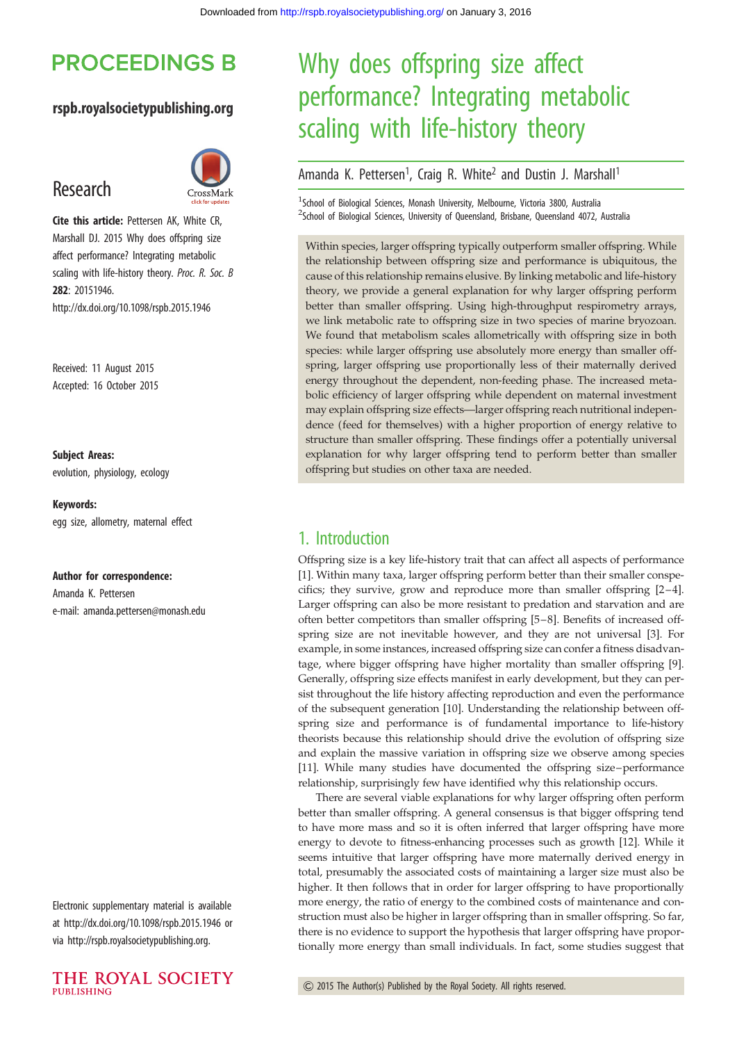# Why does offspring size affect performance? Integrating metabolic scaling with life-history theory

Amanda K. Pettersen[1], Craig R. White[2] and Dustin J. Marshall[1]

[1]School of Biological Sciences, Monash University, Melbourne, Victoria 3800, Australia
[2]School of Biological Sciences, University of Queensland, Brisbane, Queensland 4072, Australia

Research

**Cite this article:** Pettersen AK, White CR, Marshall DJ. 2015 Why does offspring size affect performance? Integrating metabolic scaling with life-history theory. *Proc. R. Soc. B* **282**: 20151946.
http://dx.doi.org/10.1098/rspb.2015.1946

Received: 11 August 2015
Accepted: 16 October 2015

**Subject Areas:**
evolution, physiology, ecology

**Keywords:**
egg size, allometry, maternal effect

**Author for correspondence:**
Amanda K. Pettersen
e-mail: amanda.pettersen@monash.edu

Electronic supplementary material is available at http://dx.doi.org/10.1098/rspb.2015.1946 or via http://rspb.royalsocietypublishing.org.

Within species, larger offspring typically outperform smaller offspring. While the relationship between offspring size and performance is ubiquitous, the cause of this relationship remains elusive. By linking metabolic and life-history theory, we provide a general explanation for why larger offspring perform better than smaller offspring. Using high-throughput respirometry arrays, we link metabolic rate to offspring size in two species of marine bryozoan. We found that metabolism scales allometrically with offspring size in both species: while larger offspring use absolutely more energy than smaller offspring, larger offspring use proportionally less of their maternally derived energy throughout the dependent, non-feeding phase. The increased metabolic efficiency of larger offspring while dependent on maternal investment may explain offspring size effects—larger offspring reach nutritional independence (feed for themselves) with a higher proportion of energy relative to structure than smaller offspring. These findings offer a potentially universal explanation for why larger offspring tend to perform better than smaller offspring but studies on other taxa are needed.

## 1. Introduction

Offspring size is a key life-history trait that can affect all aspects of performance [1]. Within many taxa, larger offspring perform better than their smaller conspecifics; they survive, grow and reproduce more than smaller offspring [2–4]. Larger offspring can also be more resistant to predation and starvation and are often better competitors than smaller offspring [5–8]. Benefits of increased offspring size are not inevitable however, and they are not universal [3]. For example, in some instances, increased offspring size can confer a fitness disadvantage, where bigger offspring have higher mortality than smaller offspring [9]. Generally, offspring size effects manifest in early development, but they can persist throughout the life history affecting reproduction and even the performance of the subsequent generation [10]. Understanding the relationship between offspring size and performance is of fundamental importance to life-history theorists because this relationship should drive the evolution of offspring size and explain the massive variation in offspring size we observe among species [11]. While many studies have documented the offspring size–performance relationship, surprisingly few have identified why this relationship occurs.

There are several viable explanations for why larger offspring often perform better than smaller offspring. A general consensus is that bigger offspring tend to have more mass and so it is often inferred that larger offspring have more energy to devote to fitness-enhancing processes such as growth [12]. While it seems intuitive that larger offspring have more maternally derived energy in total, presumably the associated costs of maintaining a larger size must also be higher. It then follows that in order for larger offspring to have proportionally more energy, the ratio of energy to the combined costs of maintenance and construction must also be higher in larger offspring than in smaller offspring. So far, there is no evidence to support the hypothesis that larger offspring have proportionally more energy than small individuals. In fact, some studies suggest that

© 2015 The Author(s) Published by the Royal Society. All rights reserved.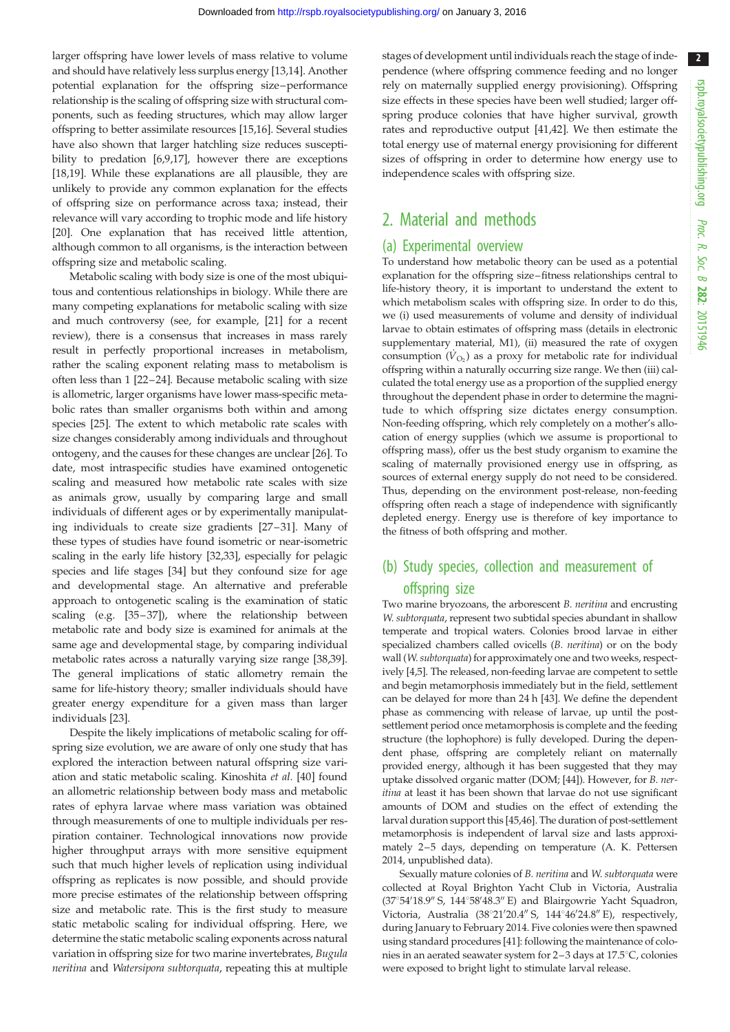larger offspring have lower levels of mass relative to volume and should have relatively less surplus energy [13,14]. Another potential explanation for the offspring size–performance relationship is the scaling of offspring size with structural components, such as feeding structures, which may allow larger offspring to better assimilate resources [15,16]. Several studies have also shown that larger hatchling size reduces susceptibility to predation [6,9,17], however there are exceptions [18,19]. While these explanations are all plausible, they are unlikely to provide any common explanation for the effects of offspring size on performance across taxa; instead, their relevance will vary according to trophic mode and life history [20]. One explanation that has received little attention, although common to all organisms, is the interaction between offspring size and metabolic scaling.

Metabolic scaling with body size is one of the most ubiquitous and contentious relationships in biology. While there are many competing explanations for metabolic scaling with size and much controversy (see, for example, [21] for a recent review), there is a consensus that increases in mass rarely result in perfectly proportional increases in metabolism, rather the scaling exponent relating mass to metabolism is often less than 1 [22–24]. Because metabolic scaling with size is allometric, larger organisms have lower mass-specific metabolic rates than smaller organisms both within and among species [25]. The extent to which metabolic rate scales with size changes considerably among individuals and throughout ontogeny, and the causes for these changes are unclear [26]. To date, most intraspecific studies have examined ontogenetic scaling and measured how metabolic rate scales with size as animals grow, usually by comparing large and small individuals of different ages or by experimentally manipulating individuals to create size gradients [27–31]. Many of these types of studies have found isometric or near-isometric scaling in the early life history [32,33], especially for pelagic species and life stages [34] but they confound size for age and developmental stage. An alternative and preferable approach to ontogenetic scaling is the examination of static scaling (e.g. [35–37]), where the relationship between metabolic rate and body size is examined for animals at the same age and developmental stage, by comparing individual metabolic rates across a naturally varying size range [38,39]. The general implications of static allometry remain the same for life-history theory; smaller individuals should have greater energy expenditure for a given mass than larger individuals [23].

Despite the likely implications of metabolic scaling for offspring size evolution, we are aware of only one study that has explored the interaction between natural offspring size variation and static metabolic scaling. Kinoshita *et al.* [40] found an allometric relationship between body mass and metabolic rates of ephyra larvae where mass variation was obtained through measurements of one to multiple individuals per respiration container. Technological innovations now provide higher throughput arrays with more sensitive equipment such that much higher levels of replication using individual offspring as replicates is now possible, and should provide more precise estimates of the relationship between offspring size and metabolic rate. This is the first study to measure static metabolic scaling for individual offspring. Here, we determine the static metabolic scaling exponents across natural variation in offspring size for two marine invertebrates, *Bugula neritina* and *Watersipora subtorquata*, repeating this at multiple stages of development until individuals reach the stage of independence (where offspring commence feeding and no longer rely on maternally supplied energy provisioning). Offspring size effects in these species have been well studied; larger offspring produce colonies that have higher survival, growth rates and reproductive output [41,42]. We then estimate the total energy use of maternal energy provisioning for different sizes of offspring in order to determine how energy use to independence scales with offspring size.

## 2. Material and methods

### (a) Experimental overview

To understand how metabolic theory can be used as a potential explanation for the offspring size–fitness relationships central to life-history theory, it is important to understand the extent to which metabolism scales with offspring size. In order to do this, we (i) used measurements of volume and density of individual larvae to obtain estimates of offspring mass (details in electronic supplementary material, M1), (ii) measured the rate of oxygen consumption ($\dot{V}_{O_2}$) as a proxy for metabolic rate for individual offspring within a naturally occurring size range. We then (iii) calculated the total energy use as a proportion of the supplied energy throughout the dependent phase in order to determine the magnitude to which offspring size dictates energy consumption. Non-feeding offspring, which rely completely on a mother's allocation of energy supplies (which we assume is proportional to offspring mass), offer us the best study organism to examine the scaling of maternally provisioned energy use in offspring, as sources of external energy supply do not need to be considered. Thus, depending on the environment post-release, non-feeding offspring often reach a stage of independence with significantly depleted energy. Energy use is therefore of key importance to the fitness of both offspring and mother.

### (b) Study species, collection and measurement of offspring size

Two marine bryozoans, the arborescent *B. neritina* and encrusting *W. subtorquata*, represent two subtidal species abundant in shallow temperate and tropical waters. Colonies brood larvae in either specialized chambers called ovicells (*B. neritina*) or on the body wall (*W. subtorquata*) for approximately one and two weeks, respectively [4,5]. The released, non-feeding larvae are competent to settle and begin metamorphosis immediately but in the field, settlement can be delayed for more than 24 h [43]. We define the dependent phase as commencing with release of larvae, up until the post-settlement period once metamorphosis is complete and the feeding structure (the lophophore) is fully developed. During the dependent phase, offspring are completely reliant on maternally provided energy, although it has been suggested that they may uptake dissolved organic matter (DOM; [44]). However, for *B. neritina* at least it has been shown that larvae do not use significant amounts of DOM and studies on the effect of extending the larval duration support this [45,46]. The duration of post-settlement metamorphosis is independent of larval size and lasts approximately 2–5 days, depending on temperature (A. K. Pettersen 2014, unpublished data).

Sexually mature colonies of *B. neritina* and *W. subtorquata* were collected at Royal Brighton Yacht Club in Victoria, Australia (37°54′18.9″ S, 144°58′48.3″ E) and Blairgowrie Yacht Squadron, Victoria, Australia (38°21′20.4″ S, 144°46′24.8″ E), respectively, during January to February 2014. Five colonies were then spawned using standard procedures [41]: following the maintenance of colonies in an aerated seawater system for 2–3 days at 17.5°C, colonies were exposed to bright light to stimulate larval release.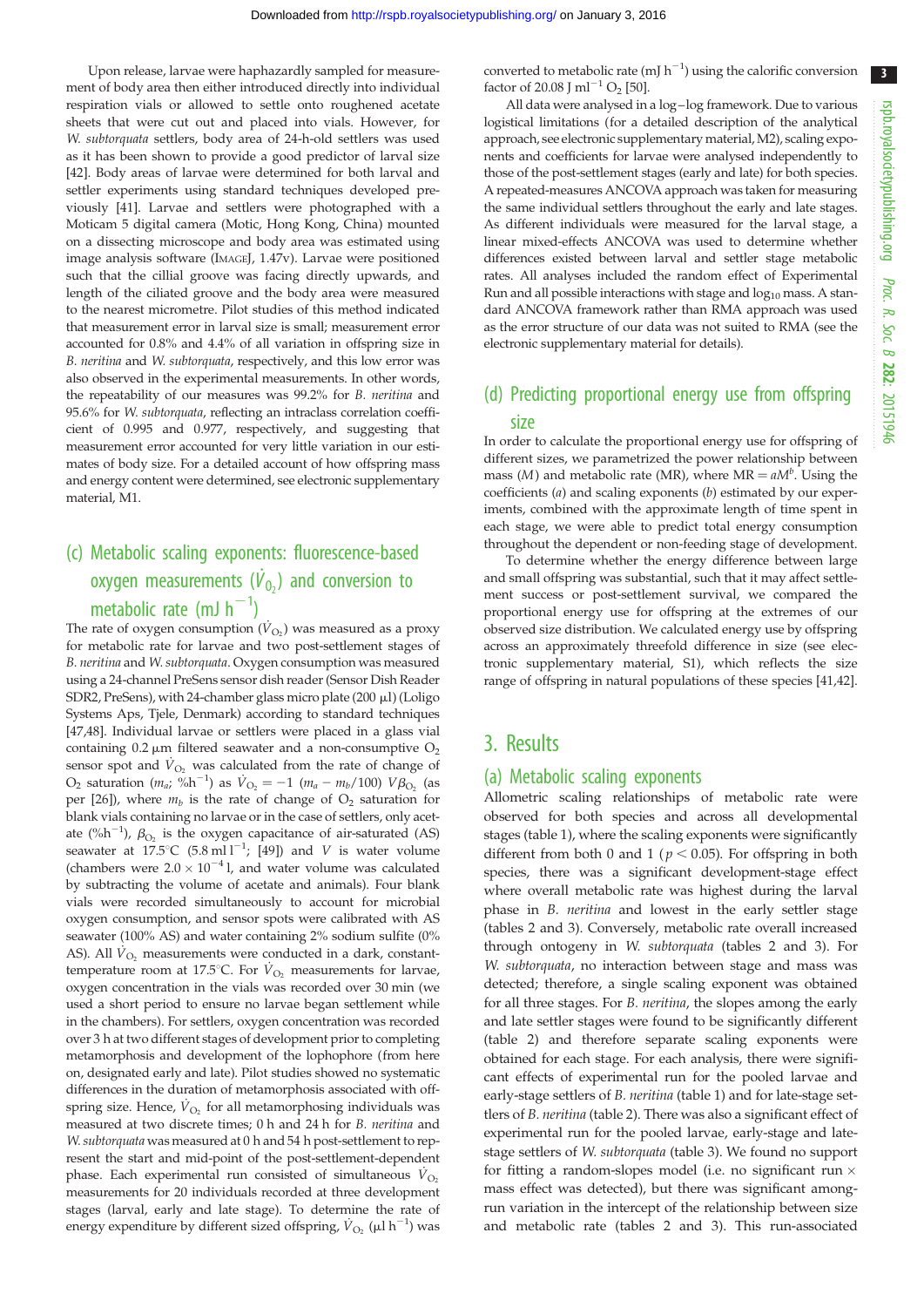Upon release, larvae were haphazardly sampled for measurement of body area then either introduced directly into individual respiration vials or allowed to settle onto roughened acetate sheets that were cut out and placed into vials. However, for *W. subtorquata* settlers, body area of 24-h-old settlers was used as it has been shown to provide a good predictor of larval size [42]. Body areas of larvae were determined for both larval and settler experiments using standard techniques developed previously [41]. Larvae and settlers were photographed with a Moticam 5 digital camera (Motic, Hong Kong, China) mounted on a dissecting microscope and body area was estimated using image analysis software (ImageJ, 1.47v). Larvae were positioned such that the cillial groove was facing directly upwards, and length of the ciliated groove and the body area were measured to the nearest micrometre. Pilot studies of this method indicated that measurement error in larval size is small; measurement error accounted for 0.8% and 4.4% of all variation in offspring size in *B. neritina* and *W. subtorquata*, respectively, and this low error was also observed in the experimental measurements. In other words, the repeatability of our measures was 99.2% for *B. neritina* and 95.6% for *W. subtorquata*, reflecting an intraclass correlation coefficient of 0.995 and 0.977, respectively, and suggesting that measurement error accounted for very little variation in our estimates of body size. For a detailed account of how offspring mass and energy content were determined, see electronic supplementary material, M1.

## (c) Metabolic scaling exponents: fluorescence-based oxygen measurements ($\dot{V}_{O_2}$) and conversion to metabolic rate (mJ $h^{-1}$)

The rate of oxygen consumption ($\dot{V}_{O_2}$) was measured as a proxy for metabolic rate for larvae and two post-settlement stages of *B. neritina* and *W. subtorquata*. Oxygen consumption was measured using a 24-channel PreSens sensor dish reader (Sensor Dish Reader SDR2, PreSens), with 24-chamber glass micro plate (200 µl) (Loligo Systems Aps, Tjele, Denmark) according to standard techniques [47,48]. Individual larvae or settlers were placed in a glass vial containing 0.2 µm filtered seawater and a non-consumptive $O_2$ sensor spot and $\dot{V}_{O_2}$ was calculated from the rate of change of $O_2$ saturation ($m_a$; %$h^{-1}$) as $\dot{V}_{O_2} = -1\ (m_a - m_b/100)\ V\beta_{O_2}$ (as per [26]), where $m_b$ is the rate of change of $O_2$ saturation for blank vials containing no larvae or in the case of settlers, only acetate (%$h^{-1}$), $\beta_{O_2}$ is the oxygen capacitance of air-saturated (AS) seawater at 17.5°C (5.8 ml $l^{-1}$; [49]) and $V$ is water volume (chambers were $2.0 \times 10^{-4}$ l, and water volume was calculated by subtracting the volume of acetate and animals). Four blank vials were recorded simultaneously to account for microbial oxygen consumption, and sensor spots were calibrated with AS seawater (100% AS) and water containing 2% sodium sulfite (0% AS). All $\dot{V}_{O_2}$ measurements were conducted in a dark, constant-temperature room at 17.5°C. For $\dot{V}_{O_2}$ measurements for larvae, oxygen concentration in the vials was recorded over 30 min (we used a short period to ensure no larvae began settlement while in the chambers). For settlers, oxygen concentration was recorded over 3 h at two different stages of development prior to completing metamorphosis and development of the lophophore (from here on, designated early and late). Pilot studies showed no systematic differences in the duration of metamorphosis associated with offspring size. Hence, $\dot{V}_{O_2}$ for all metamorphosing individuals was measured at two discrete times; 0 h and 24 h for *B. neritina* and *W. subtorquata* was measured at 0 h and 54 h post-settlement to represent the start and mid-point of the post-settlement-dependent phase. Each experimental run consisted of simultaneous $\dot{V}_{O_2}$ measurements for 20 individuals recorded at three development stages (larval, early and late stage). To determine the rate of energy expenditure by different sized offspring, $\dot{V}_{O_2}$ (µl $h^{-1}$) was converted to metabolic rate (mJ $h^{-1}$) using the calorific conversion factor of 20.08 J $ml^{-1}$ $O_2$ [50].

All data were analysed in a log–log framework. Due to various logistical limitations (for a detailed description of the analytical approach, see electronic supplementary material, M2), scaling exponents and coefficients for larvae were analysed independently to those of the post-settlement stages (early and late) for both species. A repeated-measures ANCOVA approach was taken for measuring the same individual settlers throughout the early and late stages. As different individuals were measured for the larval stage, a linear mixed-effects ANCOVA was used to determine whether differences existed between larval and settler stage metabolic rates. All analyses included the random effect of Experimental Run and all possible interactions with stage and $\log_{10}$ mass. A standard ANCOVA framework rather than RMA approach was used as the error structure of our data was not suited to RMA (see the electronic supplementary material for details).

## (d) Predicting proportional energy use from offspring size

In order to calculate the proportional energy use for offspring of different sizes, we parametrized the power relationship between mass ($M$) and metabolic rate (MR), where $\text{MR} = aM^b$. Using the coefficients ($a$) and scaling exponents ($b$) estimated by our experiments, combined with the approximate length of time spent in each stage, we were able to predict total energy consumption throughout the dependent or non-feeding stage of development.

To determine whether the energy difference between large and small offspring was substantial, such that it may affect settlement success or post-settlement survival, we compared the proportional energy use for offspring at the extremes of our observed size distribution. We calculated energy use by offspring across an approximately threefold difference in size (see electronic supplementary material, S1), which reflects the size range of offspring in natural populations of these species [41,42].

# 3. Results

## (a) Metabolic scaling exponents

Allometric scaling relationships of metabolic rate were observed for both species and across all developmental stages (table 1), where the scaling exponents were significantly different from both 0 and 1 ($p < 0.05$). For offspring in both species, there was a significant development-stage effect where overall metabolic rate was highest during the larval phase in *B. neritina* and lowest in the early settler stage (tables 2 and 3). Conversely, metabolic rate overall increased through ontogeny in *W. subtorquata* (tables 2 and 3). For *W. subtorquata*, no interaction between stage and mass was detected; therefore, a single scaling exponent was obtained for all three stages. For *B. neritina*, the slopes among the early and late settler stages were found to be significantly different (table 2) and therefore separate scaling exponents were obtained for each stage. For each analysis, there were significant effects of experimental run for the pooled larvae and early-stage settlers of *B. neritina* (table 1) and for late-stage settlers of *B. neritina* (table 2). There was also a significant effect of experimental run for the pooled larvae, early-stage and late-stage settlers of *W. subtorquata* (table 3). We found no support for fitting a random-slopes model (i.e. no significant run × mass effect was detected), but there was significant among-run variation in the intercept of the relationship between size and metabolic rate (tables 2 and 3). This run-associated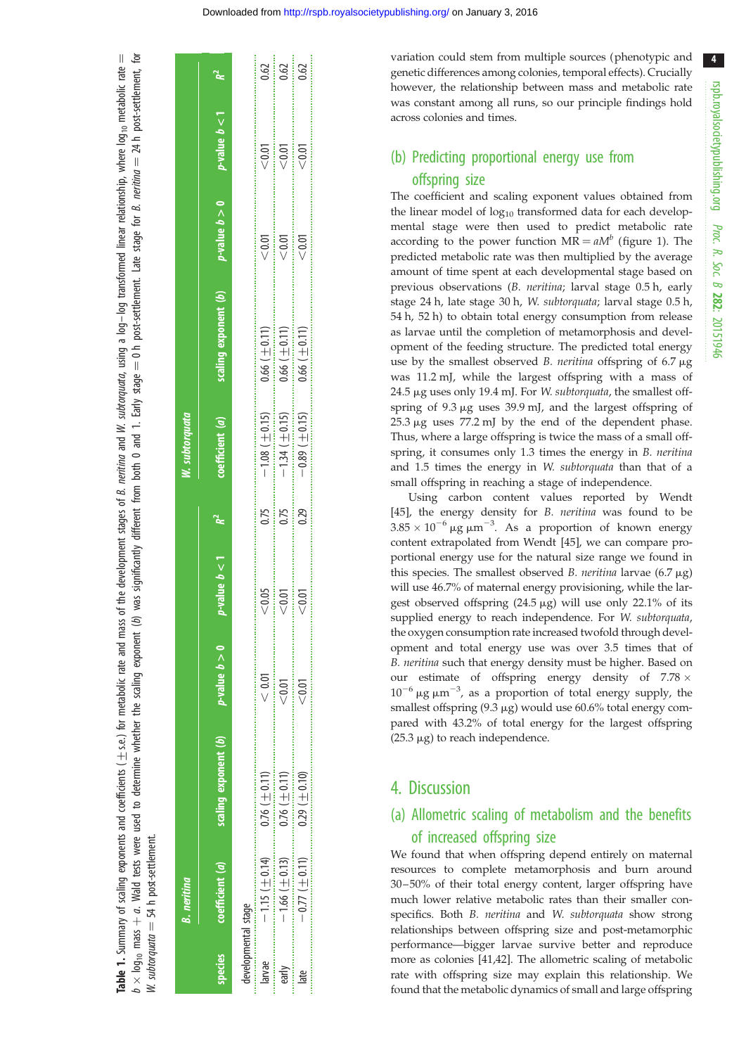**Table 1.** Summary of scaling exponents and coefficients (±s.e.) for metabolic rate and mass of the development stages of *B. neritina* and *W. subtorquata*, using a log–log transformed linear relationship, where $\log_{10}$ metabolic rate = $b \times \log_{10}$ mass + $a$. Wald tests were used to determine whether the scaling exponent ($b$) was significantly different from both 0 and 1. Early stage = 0 h post-settlement. Late stage for *B. neritina* = 24 h post-settlement, for *W. subtorquata* = 54 h post-settlement.

| species | *B. neritina* | | | | | *W. subtorquata* | | | | |
|---|---|---|---|---|---|---|---|---|---|---|
| | coefficient ($a$) | scaling exponent ($b$) | $p$-value $b > 0$ | $p$-value $b < 1$ | $R^2$ | coefficient ($a$) | scaling exponent ($b$) | $p$-value $b > 0$ | $p$-value $b < 1$ | $R^2$ |
| developmental stage | | | | | | | | | | |
| larvae | −1.15 (±0.14) | 0.76 (±0.11) | < 0.01 | <0.05 | 0.75 | −1.08 (±0.15) | 0.66 (±0.11) | <0.01 | <0.01 | 0.62 |
| early | −1.66 (±0.13) | 0.76 (±0.11) | <0.01 | <0.01 | 0.75 | −1.34 (±0.15) | 0.66 (±0.11) | <0.01 | <0.01 | 0.62 |
| late | −0.77 (±0.11) | 0.29 (±0.10) | <0.01 | <0.01 | 0.29 | −0.89 (±0.15) | 0.66 (±0.11) | <0.01 | <0.01 | 0.62 |

variation could stem from multiple sources (phenotypic and genetic differences among colonies, temporal effects). Crucially however, the relationship between mass and metabolic rate was constant among all runs, so our principle findings hold across colonies and times.

### (b) Predicting proportional energy use from offspring size

The coefficient and scaling exponent values obtained from the linear model of $\log_{10}$ transformed data for each developmental stage were then used to predict metabolic rate according to the power function $MR = aM^b$ (figure 1). The predicted metabolic rate was then multiplied by the average amount of time spent at each developmental stage based on previous observations (*B. neritina*; larval stage 0.5 h, early stage 24 h, late stage 30 h, *W. subtorquata*; larval stage 0.5 h, 54 h, 52 h) to obtain total energy consumption from release as larvae until the completion of metamorphosis and development of the feeding structure. The predicted total energy use by the smallest observed *B. neritina* offspring of 6.7 µg was 11.2 mJ, while the largest offspring with a mass of 24.5 µg uses only 19.4 mJ. For *W. subtorquata*, the smallest offspring of 9.3 µg uses 39.9 mJ, and the largest offspring of 25.3 µg uses 77.2 mJ by the end of the dependent phase. Thus, where a large offspring is twice the mass of a small offspring, it consumes only 1.3 times the energy in *B. neritina* and 1.5 times the energy in *W. subtorquata* than that of a small offspring in reaching a stage of independence.

Using carbon content values reported by Wendt [45], the energy density for *B. neritina* was found to be $3.85 \times 10^{-6}$ µg µm$^{-3}$. As a proportion of known energy content extrapolated from Wendt [45], we can compare proportional energy use for the natural size range we found in this species. The smallest observed *B. neritina* larvae (6.7 µg) will use 46.7% of maternal energy provisioning, while the largest observed offspring (24.5 µg) will use only 22.1% of its supplied energy to reach independence. For *W. subtorquata*, the oxygen consumption rate increased twofold through development and total energy use was over 3.5 times that of *B. neritina* such that energy density must be higher. Based on our estimate of offspring energy density of $7.78 \times 10^{-6}$ µg µm$^{-3}$, as a proportion of total energy supply, the smallest offspring (9.3 µg) would use 60.6% total energy compared with 43.2% of total energy for the largest offspring (25.3 µg) to reach independence.

## 4. Discussion

### (a) Allometric scaling of metabolism and the benefits of increased offspring size

We found that when offspring depend entirely on maternal resources to complete metamorphosis and burn around 30–50% of their total energy content, larger offspring have much lower relative metabolic rates than their smaller conspecifics. Both *B. neritina* and *W. subtorquata* show strong relationships between offspring size and post-metamorphic performance—bigger larvae survive better and reproduce more as colonies [41,42]. The allometric scaling of metabolic rate with offspring size may explain this relationship. We found that the metabolic dynamics of small and large offspring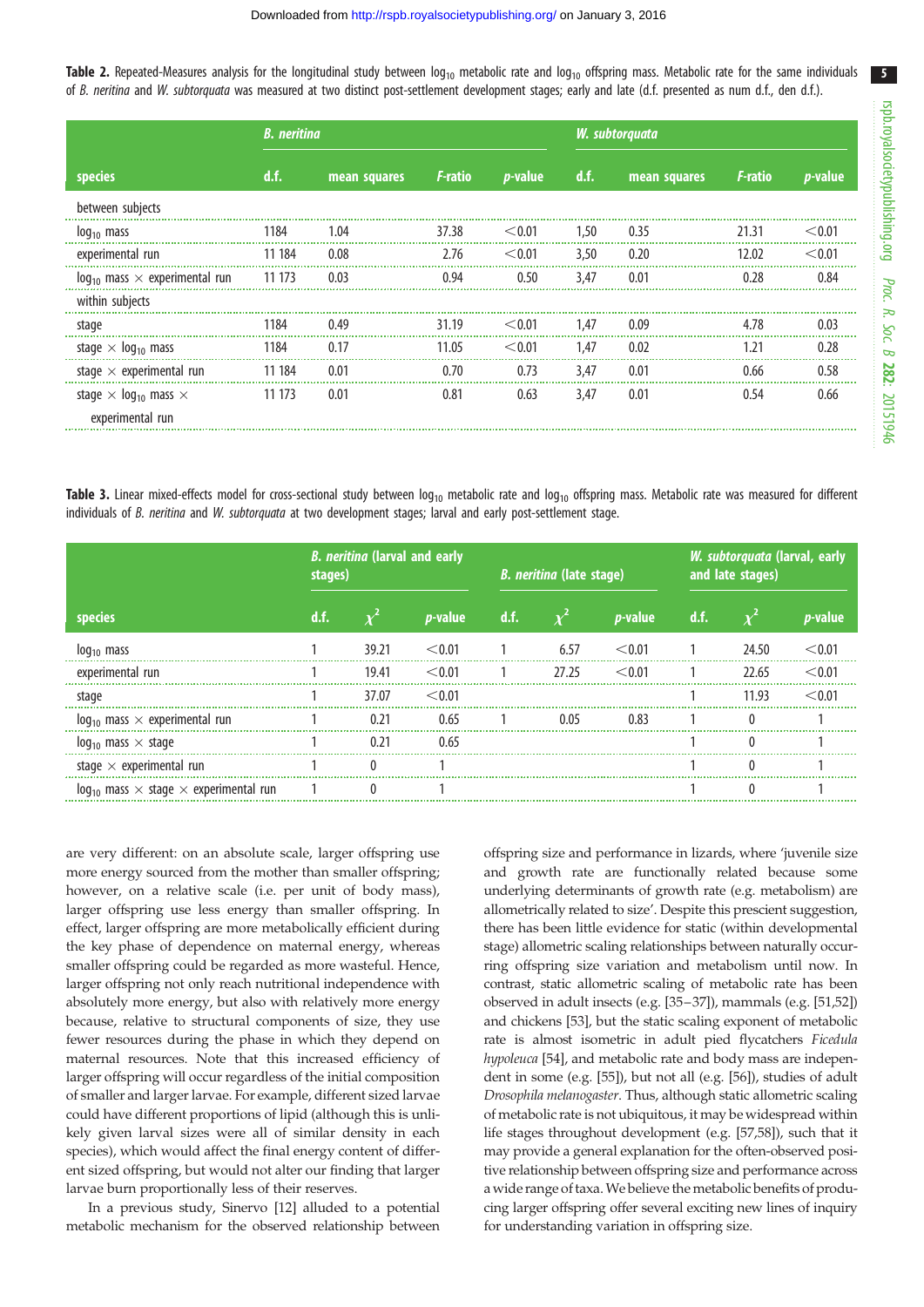**Table 2.** Repeated-Measures analysis for the longitudinal study between $\log_{10}$ metabolic rate and $\log_{10}$ offspring mass. Metabolic rate for the same individuals of *B. neritina* and *W. subtorquata* was measured at two distinct post-settlement development stages; early and late (d.f. presented as num d.f., den d.f.).

| | *B. neritina* | | | | *W. subtorquata* | | | |
|---|---|---|---|---|---|---|---|---|
| species | d.f. | mean squares | *F*-ratio | *p*-value | d.f. | mean squares | *F*-ratio | *p*-value |
| between subjects | | | | | | | | |
| $\log_{10}$ mass | 1184 | 1.04 | 37.38 | <0.01 | 1,50 | 0.35 | 21.31 | <0.01 |
| experimental run | 11 184 | 0.08 | 2.76 | <0.01 | 3,50 | 0.20 | 12.02 | <0.01 |
| $\log_{10}$ mass × experimental run | 11 173 | 0.03 | 0.94 | 0.50 | 3,47 | 0.01 | 0.28 | 0.84 |
| within subjects | | | | | | | | |
| stage | 1184 | 0.49 | 31.19 | <0.01 | 1,47 | 0.09 | 4.78 | 0.03 |
| stage × $\log_{10}$ mass | 1184 | 0.17 | 11.05 | <0.01 | 1,47 | 0.02 | 1.21 | 0.28 |
| stage × experimental run | 11 184 | 0.01 | 0.70 | 0.73 | 3,47 | 0.01 | 0.66 | 0.58 |
| stage × $\log_{10}$ mass × experimental run | 11 173 | 0.01 | 0.81 | 0.63 | 3,47 | 0.01 | 0.54 | 0.66 |

**Table 3.** Linear mixed-effects model for cross-sectional study between $\log_{10}$ metabolic rate and $\log_{10}$ offspring mass. Metabolic rate was measured for different individuals of *B. neritina* and *W. subtorquata* at two development stages; larval and early post-settlement stage.

| | *B. neritina* (larval and early stages) | | | *B. neritina* (late stage) | | | *W. subtorquata* (larval, early and late stages) | | |
|---|---|---|---|---|---|---|---|---|---|
| species | d.f. | $\chi^2$ | *p*-value | d.f. | $\chi^2$ | *p*-value | d.f. | $\chi^2$ | *p*-value |
| $\log_{10}$ mass | 1 | 39.21 | <0.01 | 1 | 6.57 | <0.01 | 1 | 24.50 | <0.01 |
| experimental run | 1 | 19.41 | <0.01 | 1 | 27.25 | <0.01 | 1 | 22.65 | <0.01 |
| stage | 1 | 37.07 | <0.01 | | | | 1 | 11.93 | <0.01 |
| $\log_{10}$ mass × experimental run | 1 | 0.21 | 0.65 | 1 | 0.05 | 0.83 | 1 | 0 | 1 |
| $\log_{10}$ mass × stage | 1 | 0.21 | 0.65 | | | | 1 | 0 | 1 |
| stage × experimental run | 1 | 0 | 1 | | | | 1 | 0 | 1 |
| $\log_{10}$ mass × stage × experimental run | 1 | 0 | 1 | | | | 1 | 0 | 1 |

are very different: on an absolute scale, larger offspring use more energy sourced from the mother than smaller offspring; however, on a relative scale (i.e. per unit of body mass), larger offspring use less energy than smaller offspring. In effect, larger offspring are more metabolically efficient during the key phase of dependence on maternal energy, whereas smaller offspring could be regarded as more wasteful. Hence, larger offspring not only reach nutritional independence with absolutely more energy, but also with relatively more energy because, relative to structural components of size, they use fewer resources during the phase in which they depend on maternal resources. Note that this increased efficiency of larger offspring will occur regardless of the initial composition of smaller and larger larvae. For example, different sized larvae could have different proportions of lipid (although this is unlikely given larval sizes were all of similar density in each species), which would affect the final energy content of different sized offspring, but would not alter our finding that larger larvae burn proportionally less of their reserves.

In a previous study, Sinervo [12] alluded to a potential metabolic mechanism for the observed relationship between offspring size and performance in lizards, where 'juvenile size and growth rate are functionally related because some underlying determinants of growth rate (e.g. metabolism) are allometrically related to size'. Despite this prescient suggestion, there has been little evidence for static (within developmental stage) allometric scaling relationships between naturally occurring offspring size variation and metabolism until now. In contrast, static allometric scaling of metabolic rate has been observed in adult insects (e.g. [35–37]), mammals (e.g. [51,52]) and chickens [53], but the static scaling exponent of metabolic rate is almost isometric in adult pied flycatchers *Ficedula hypoleuca* [54], and metabolic rate and body mass are independent in some (e.g. [55]), but not all (e.g. [56]), studies of adult *Drosophila melanogaster*. Thus, although static allometric scaling of metabolic rate is not ubiquitous, it may be widespread within life stages throughout development (e.g. [57,58]), such that it may provide a general explanation for the often-observed positive relationship between offspring size and performance across a wide range of taxa. We believe the metabolic benefits of producing larger offspring offer several exciting new lines of inquiry for understanding variation in offspring size.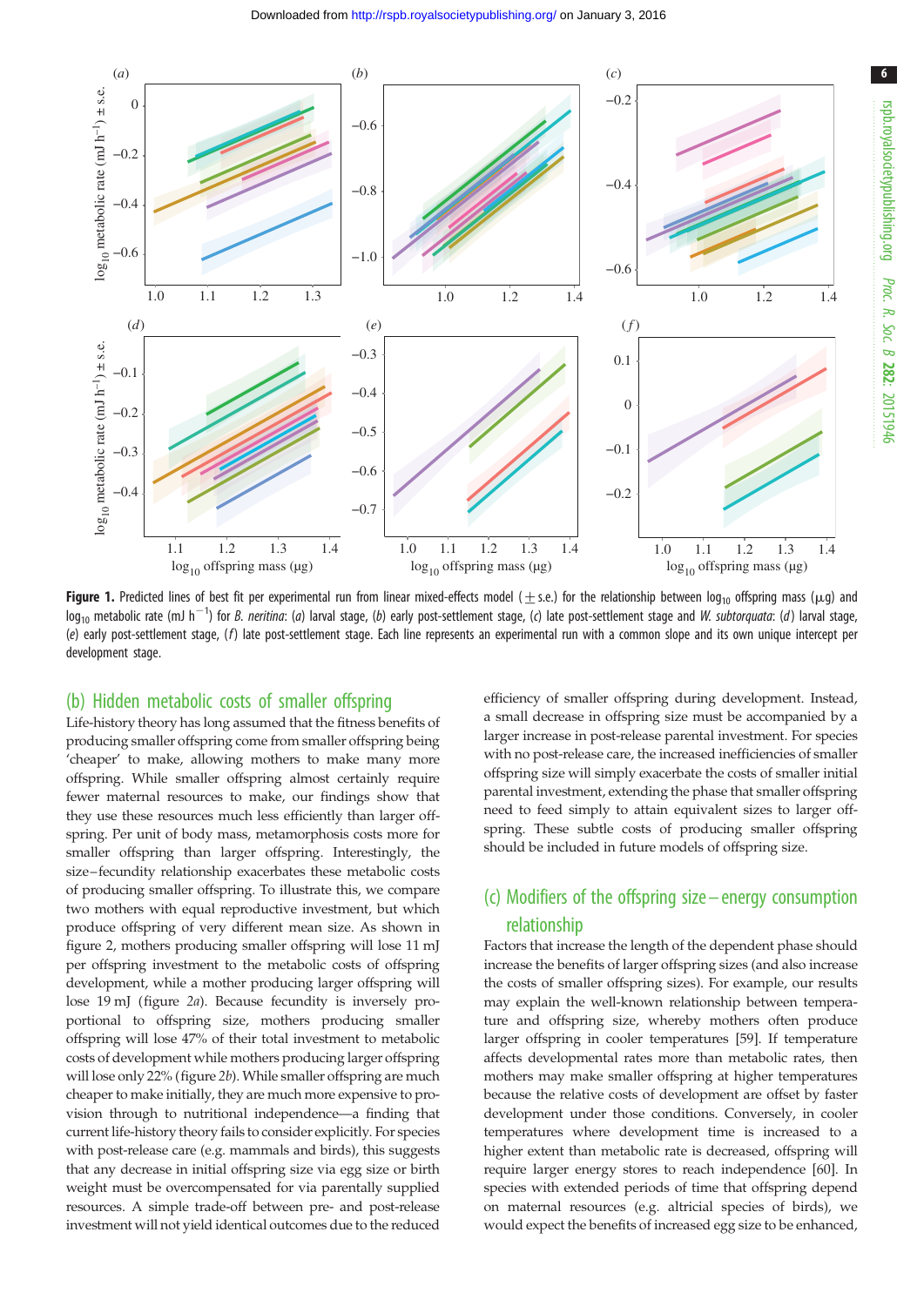(a)

$\log_{10}$ metabolic rate (mJ h$^{-1}$) ± s.e.

0
−0.2
−0.4
−0.6

1.0 1.1 1.2 1.3

(b)

−0.6
−0.8
−1.0

1.0 1.2 1.4

(c)

−0.2
−0.4
−0.6

1.0 1.2 1.4

(d)

$\log_{10}$ metabolic rate (mJ h$^{-1}$) ± s.e.

−0.1
−0.2
−0.3
−0.4

1.1 1.2 1.3 1.4

$\log_{10}$ offspring mass (µg)

(e)

−0.3
−0.4
−0.5
−0.6
−0.7

1.0 1.1 1.2 1.3 1.4

$\log_{10}$ offspring mass (µg)

(f)

0.1
0
−0.1
−0.2

1.0 1.1 1.2 1.3 1.4

$\log_{10}$ offspring mass (µg)

**Figure 1.** Predicted lines of best fit per experimental run from linear mixed-effects model (± s.e.) for the relationship between $\log_{10}$ offspring mass (µg) and $\log_{10}$ metabolic rate (mJ h$^{-1}$) for *B. neritina*: (*a*) larval stage, (*b*) early post-settlement stage, (*c*) late post-settlement stage and *W. subtorquata*: (*d*) larval stage, (*e*) early post-settlement stage, (*f*) late post-settlement stage. Each line represents an experimental run with a common slope and its own unique intercept per development stage.

## (b) Hidden metabolic costs of smaller offspring

Life-history theory has long assumed that the fitness benefits of producing smaller offspring come from smaller offspring being 'cheaper' to make, allowing mothers to make many more offspring. While smaller offspring almost certainly require fewer maternal resources to make, our findings show that they use these resources much less efficiently than larger offspring. Per unit of body mass, metamorphosis costs more for smaller offspring than larger offspring. Interestingly, the size–fecundity relationship exacerbates these metabolic costs of producing smaller offspring. To illustrate this, we compare two mothers with equal reproductive investment, but which produce offspring of very different mean size. As shown in figure 2, mothers producing smaller offspring will lose 11 mJ per offspring investment to the metabolic costs of offspring development, while a mother producing larger offspring will lose 19 mJ (figure 2*a*). Because fecundity is inversely proportional to offspring size, mothers producing smaller offspring will lose 47% of their total investment to metabolic costs of development while mothers producing larger offspring will lose only 22% (figure 2*b*). While smaller offspring are much cheaper to make initially, they are much more expensive to provision through to nutritional independence—a finding that current life-history theory fails to consider explicitly. For species with post-release care (e.g. mammals and birds), this suggests that any decrease in initial offspring size via egg size or birth weight must be overcompensated for via parentally supplied resources. A simple trade-off between pre- and post-release investment will not yield identical outcomes due to the reduced efficiency of smaller offspring during development. Instead, a small decrease in offspring size must be accompanied by a larger increase in post-release parental investment. For species with no post-release care, the increased inefficiencies of smaller offspring size will simply exacerbate the costs of smaller initial parental investment, extending the phase that smaller offspring need to feed simply to attain equivalent sizes to larger offspring. These subtle costs of producing smaller offspring should be included in future models of offspring size.

## (c) Modifiers of the offspring size–energy consumption relationship

Factors that increase the length of the dependent phase should increase the benefits of larger offspring sizes (and also increase the costs of smaller offspring sizes). For example, our results may explain the well-known relationship between temperature and offspring size, whereby mothers often produce larger offspring in cooler temperatures [59]. If temperature affects developmental rates more than metabolic rates, then mothers may make smaller offspring at higher temperatures because the relative costs of development are offset by faster development under those conditions. Conversely, in cooler temperatures where development time is increased to a higher extent than metabolic rate is decreased, offspring will require larger energy stores to reach independence [60]. In species with extended periods of time that offspring depend on maternal resources (e.g. altricial species of birds), we would expect the benefits of increased egg size to be enhanced,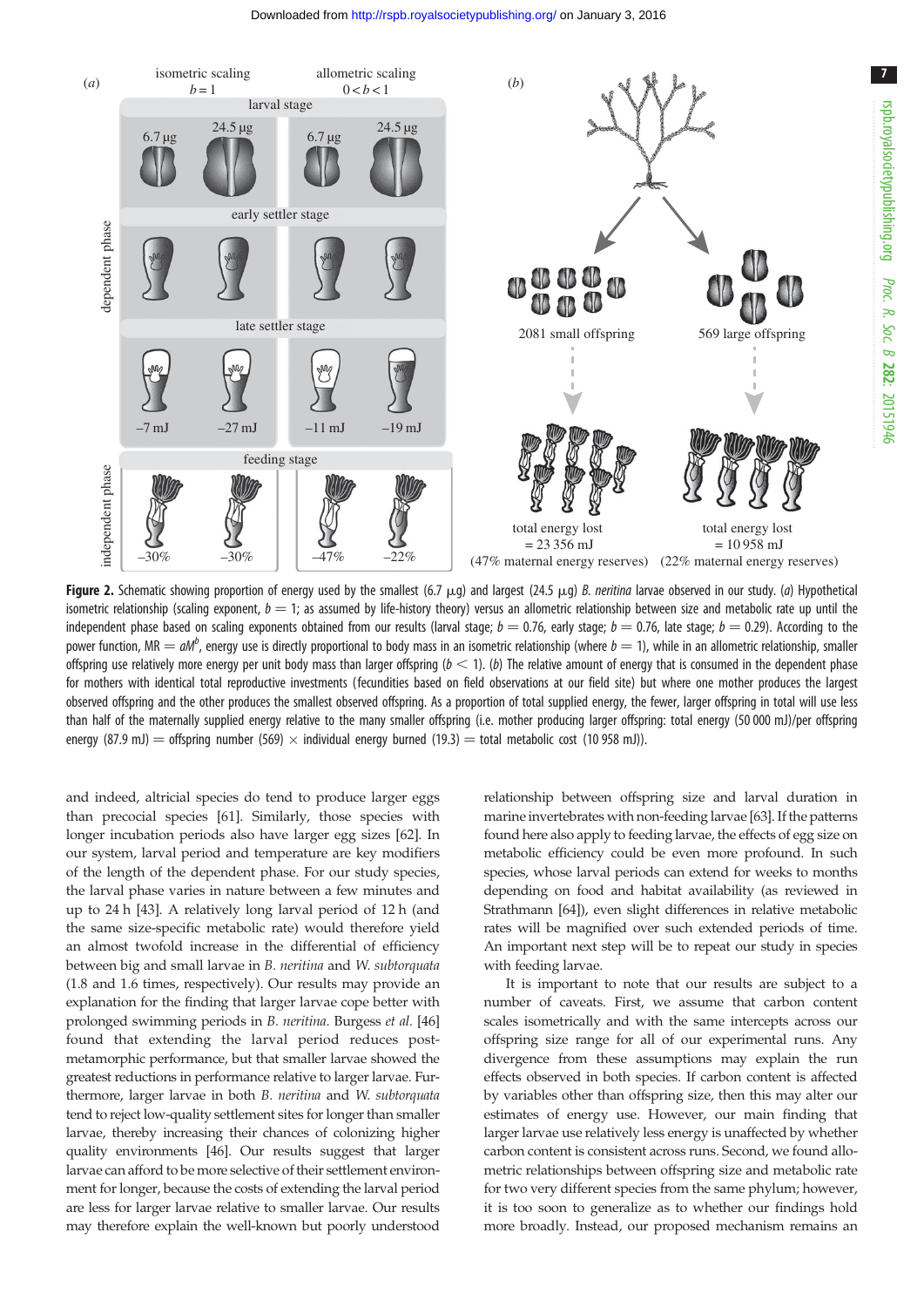(a)

isometric scaling $b = 1$

allometric scaling $0 < b < 1$

larval stage

6.7 µg

24.5 µg

6.7 µg

24.5 µg

early settler stage

late settler stage

dependent phase

−7 mJ

−27 mJ

−11 mJ

−19 mJ

feeding stage

independent phase

−30%

−30%

−47%

−22%

(b)

2081 small offspring

569 large offspring

total energy lost = 23 356 mJ

(47% maternal energy reserves)

total energy lost = 10 958 mJ

(22% maternal energy reserves)

**Figure 2.** Schematic showing proportion of energy used by the smallest (6.7 µg) and largest (24.5 µg) *B. neritina* larvae observed in our study. (*a*) Hypothetical isometric relationship (scaling exponent, $b = 1$; as assumed by life-history theory) versus an allometric relationship between size and metabolic rate up until the independent phase based on scaling exponents obtained from our results (larval stage; $b = 0.76$, early stage; $b = 0.76$, late stage; $b = 0.29$). According to the power function, $MR = aM^b$, energy use is directly proportional to body mass in an isometric relationship (where $b = 1$), while in an allometric relationship, smaller offspring use relatively more energy per unit body mass than larger offspring ($b < 1$). (*b*) The relative amount of energy that is consumed in the dependent phase for mothers with identical total reproductive investments (fecundities based on field observations at our field site) but where one mother produces the largest observed offspring and the other produces the smallest observed offspring. As a proportion of total supplied energy, the fewer, larger offspring in total will use less than half of the maternally supplied energy relative to the many smaller offspring (i.e. mother producing larger offspring: total energy (50 000 mJ)/per offspring energy (87.9 mJ) = offspring number (569) × individual energy burned (19.3) = total metabolic cost (10 958 mJ)).

and indeed, altricial species do tend to produce larger eggs than precocial species [61]. Similarly, those species with longer incubation periods also have larger egg sizes [62]. In our system, larval period and temperature are key modifiers of the length of the dependent phase. For our study species, the larval phase varies in nature between a few minutes and up to 24 h [43]. A relatively long larval period of 12 h (and the same size-specific metabolic rate) would therefore yield an almost twofold increase in the differential of efficiency between big and small larvae in *B. neritina* and *W. subtorquata* (1.8 and 1.6 times, respectively). Our results may provide an explanation for the finding that larger larvae cope better with prolonged swimming periods in *B. neritina*. Burgess *et al.* [46] found that extending the larval period reduces post-metamorphic performance, but that smaller larvae showed the greatest reductions in performance relative to larger larvae [46]. Furthermore, larger larvae in both *B. neritina* and *W. subtorquata* tend to reject low-quality settlement sites for longer than smaller larvae, thereby increasing their chances of colonizing higher quality environments [46]. Our results suggest that larger larvae can afford to be more selective of their settlement environment for longer, because the costs of extending the larval period are less for larger larvae relative to smaller larvae. Our results may therefore explain the well-known but poorly understood relationship between offspring size and larval duration in marine invertebrates with non-feeding larvae [63]. If the patterns found here also apply to feeding larvae, the effects of egg size on metabolic efficiency could be even more profound. In such species, whose larval periods can extend for weeks to months depending on food and habitat availability (as reviewed in Strathmann [64]), even slight differences in relative metabolic rates will be magnified over such extended periods of time. An important next step will be to repeat our study in species with feeding larvae.

It is important to note that our results are subject to a number of caveats. First, we assume that carbon content scales isometrically and with the same intercepts across our offspring size range for all of our experimental runs. Any divergence from these assumptions may explain the run effects observed in both species. If carbon content is affected by variables other than offspring size, then this may alter our estimates of energy use. However, our main finding that larger larvae use relatively less energy is unaffected by whether carbon content is consistent across runs. Second, we found allometric relationships between offspring size and metabolic rate for two very different species from the same phylum; however, it is too soon to generalize as to whether our findings hold more broadly. Instead, our proposed mechanism remains an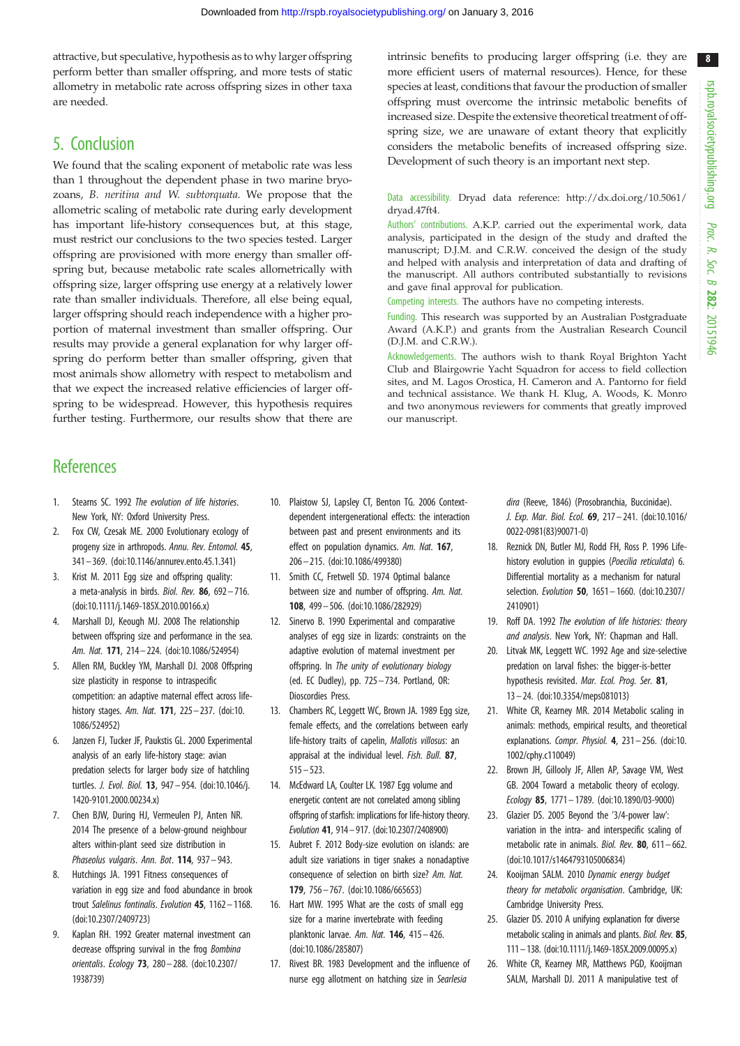attractive, but speculative, hypothesis as to why larger offspring perform better than smaller offspring, and more tests of static allometry in metabolic rate across offspring sizes in other taxa are needed.

## 5. Conclusion

We found that the scaling exponent of metabolic rate was less than 1 throughout the dependent phase in two marine bryozoans, *B. neritina and W. subtorquata*. We propose that the allometric scaling of metabolic rate during early development has important life-history consequences but, at this stage, must restrict our conclusions to the two species tested. Larger offspring are provisioned with more energy than smaller offspring but, because metabolic rate scales allometrically with offspring size, larger offspring use energy at a relatively lower rate than smaller individuals. Therefore, all else being equal, larger offspring should reach independence with a higher proportion of maternal investment than smaller offspring. Our results may provide a general explanation for why larger offspring do perform better than smaller offspring, given that most animals show allometry with respect to metabolism and that we expect the increased relative efficiencies of larger offspring to be widespread. However, this hypothesis requires further testing. Furthermore, our results show that there are intrinsic benefits to producing larger offspring (i.e. they are more efficient users of maternal resources). Hence, for these species at least, conditions that favour the production of smaller offspring must overcome the intrinsic metabolic benefits of increased size. Despite the extensive theoretical treatment of offspring size, we are unaware of extant theory that explicitly considers the metabolic benefits of increased offspring size. Development of such theory is an important next step.

Data accessibility. Dryad data reference: http://dx.doi.org/10.5061/dryad.47ft4.

Authors' contributions. A.K.P. carried out the experimental work, data analysis, participated in the design of the study and drafted the manuscript; D.J.M. and C.R.W. conceived the design of the study and helped with analysis and interpretation of data and drafting of the manuscript. All authors contributed substantially to revisions and gave final approval for publication.

Competing interests. The authors have no competing interests.

Funding. This research was supported by an Australian Postgraduate Award (A.K.P.) and grants from the Australian Research Council (D.J.M. and C.R.W.).

Acknowledgements. The authors wish to thank Royal Brighton Yacht Club and Blairgowrie Yacht Squadron for access to field collection sites, and M. Lagos Orostica, H. Cameron and A. Pantorno for field and technical assistance. We thank H. Klug, A. Woods, K. Monro and two anonymous reviewers for comments that greatly improved our manuscript.

## References

1. Stearns SC. 1992 *The evolution of life histories*. New York, NY: Oxford University Press.
2. Fox CW, Czesak ME. 2000 Evolutionary ecology of progeny size in arthropods. *Annu. Rev. Entomol.* **45**, 341–369. (doi:10.1146/annurev.ento.45.1.341)
3. Krist M. 2011 Egg size and offspring quality: a meta-analysis in birds. *Biol. Rev.* **86**, 692–716. (doi:10.1111/j.1469-185X.2010.00166.x)
4. Marshall DJ, Keough MJ. 2008 The relationship between offspring size and performance in the sea. *Am. Nat.* **171**, 214–224. (doi:10.1086/524954)
5. Allen RM, Buckley YM, Marshall DJ. 2008 Offspring size plasticity in response to intraspecific competition: an adaptive maternal effect across life-history stages. *Am. Nat.* **171**, 225–237. (doi:10.1086/524952)
6. Janzen FJ, Tucker JF, Paukstis GL. 2000 Experimental analysis of an early life-history stage: avian predation selects for larger body size of hatchling turtles. *J. Evol. Biol.* **13**, 947–954. (doi:10.1046/j.1420-9101.2000.00234.x)
7. Chen BJW, During HJ, Vermeulen PJ, Anten NR. 2014 The presence of a below-ground neighbour alters within-plant seed size distribution in *Phaseolus vulgaris*. *Ann. Bot*. **114**, 937–943.
8. Hutchings JA. 1991 Fitness consequences of variation in egg size and food abundance in brook trout *Salelinus fontinalis*. *Evolution* **45**, 1162–1168. (doi:10.2307/2409723)
9. Kaplan RH. 1992 Greater maternal investment can decrease offspring survival in the frog *Bombina orientalis*. *Ecology* **73**, 280–288. (doi:10.2307/1938739)
10. Plaistow SJ, Lapsley CT, Benton TG. 2006 Context-dependent intergenerational effects: the interaction between past and present environments and its effect on population dynamics. *Am. Nat.* **167**, 206–215. (doi:10.1086/499380)
11. Smith CC, Fretwell SD. 1974 Optimal balance between size and number of offspring. *Am. Nat.* **108**, 499–506. (doi:10.1086/282929)
12. Sinervo B. 1990 Experimental and comparative analyses of egg size in lizards: constraints on the adaptive evolution of maternal investment per offspring. In *The unity of evolutionary biology* (ed. EC Dudley), pp. 725–734. Portland, OR: Dioscordies Press.
13. Chambers RC, Leggett WC, Brown JA. 1989 Egg size, female effects, and the correlations between early life-history traits of capelin, *Mallotis villosus*: an appraisal at the individual level. *Fish. Bull.* **87**, 515–523.
14. McEdward LA, Coulter LK. 1987 Egg volume and energetic content are not correlated among sibling offspring of starfish: implications for life-history theory. *Evolution* **41**, 914–917. (doi:10.2307/2408900)
15. Aubret F. 2012 Body-size evolution on islands: are adult size variations in tiger snakes a nonadaptive consequence of selection on birth size? *Am. Nat.* **179**, 756–767. (doi:10.1086/665653)
16. Hart MW. 1995 What are the costs of small egg size for a marine invertebrate with feeding planktonic larvae. *Am. Nat.* **146**, 415–426. (doi:10.1086/285807)
17. Rivest BR. 1983 Development and the influence of nurse egg allotment on hatching size in *Searlesia dira* (Reeve, 1846) (Prosobranchia, Buccinidae). *J. Exp. Mar. Biol. Ecol.* **69**, 217–241. (doi:10.1016/0022-0981(83)90071-0)
18. Reznick DN, Butler MJ, Rodd FH, Ross P. 1996 Life-history evolution in guppies (*Poecilia reticulata*) 6. Differential mortality as a mechanism for natural selection. *Evolution* **50**, 1651–1660. (doi:10.2307/2410901)
19. Roff DA. 1992 *The evolution of life histories: theory and analysis*. New York, NY: Chapman and Hall.
20. Litvak MK, Leggett WC. 1992 Age and size-selective predation on larval fishes: the bigger-is-better hypothesis revisited. *Mar. Ecol. Prog. Ser.* **81**, 13–24. (doi:10.3354/meps081013)
21. White CR, Kearney MR. 2014 Metabolic scaling in animals: methods, empirical results, and theoretical explanations. *Compr. Physiol.* **4**, 231–256. (doi:10.1002/cphy.c110049)
22. Brown JH, Gillooly JF, Allen AP, Savage VM, West GB. 2004 Toward a metabolic theory of ecology. *Ecology* **85**, 1771–1789. (doi:10.1890/03-9000)
23. Glazier DS. 2005 Beyond the '3/4-power law': variation in the intra- and interspecific scaling of metabolic rate in animals. *Biol. Rev.* **80**, 611–662. (doi:10.1017/s1464793105006834)
24. Kooijman SALM. 2010 *Dynamic energy budget theory for metabolic organisation*. Cambridge, UK: Cambridge University Press.
25. Glazier DS. 2010 A unifying explanation for diverse metabolic scaling in animals and plants. *Biol. Rev.* **85**, 111–138. (doi:10.1111/j.1469-185X.2009.00095.x)
26. White CR, Kearney MR, Matthews PGD, Kooijman SALM, Marshall DJ. 2011 A manipulative test of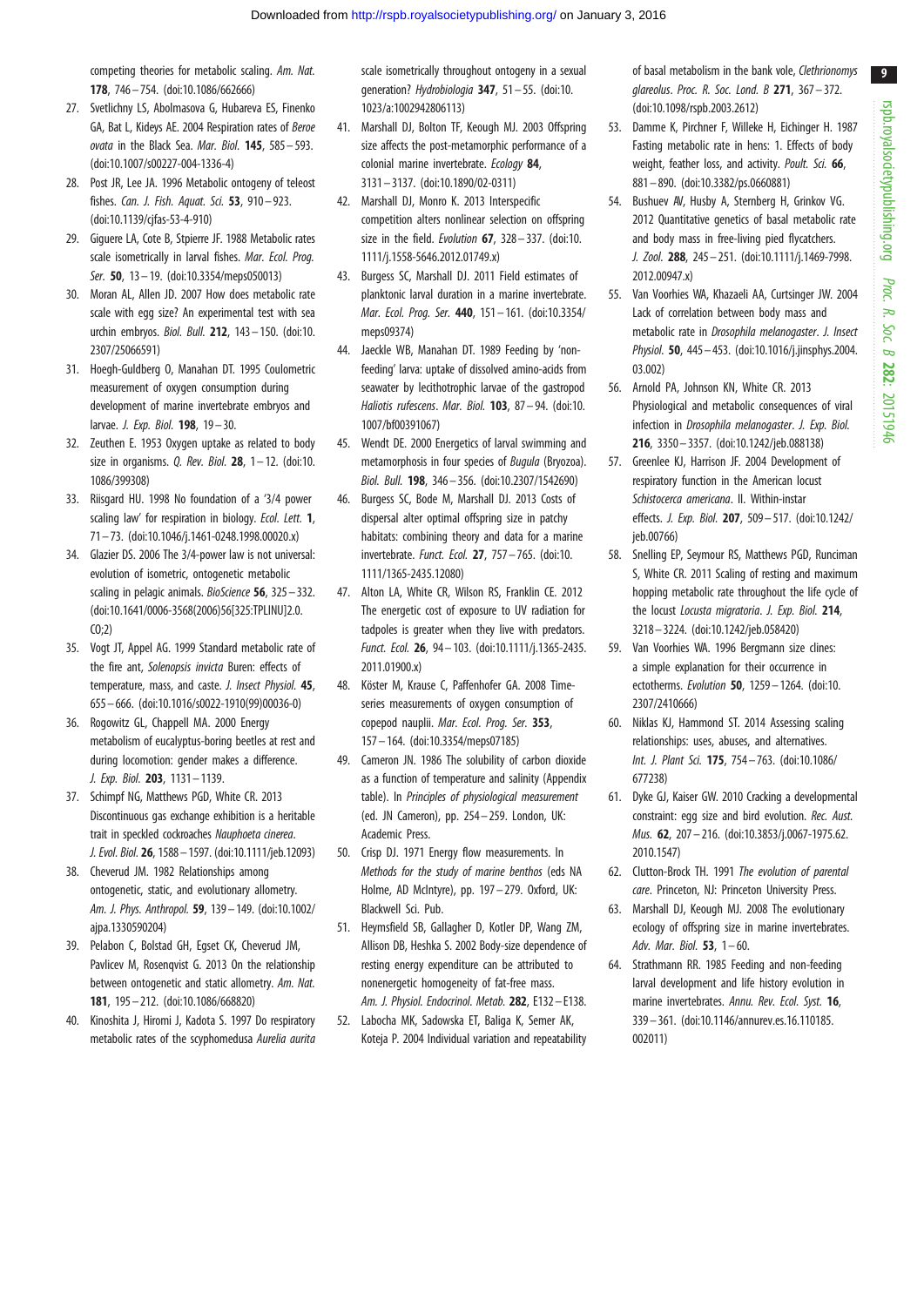competing theories for metabolic scaling. *Am. Nat.* **178**, 746–754. (doi:10.1086/662666)

27. Svetlichny LS, Abolmasova G, Hubareva ES, Finenko GA, Bat L, Kideys AE. 2004 Respiration rates of *Beroe ovata* in the Black Sea. *Mar. Biol.* **145**, 585–593. (doi:10.1007/s00227-004-1336-4)
28. Post JR, Lee JA. 1996 Metabolic ontogeny of teleost fishes. *Can. J. Fish. Aquat. Sci.* **53**, 910–923. (doi:10.1139/cjfas-53-4-910)
29. Giguere LA, Cote B, Stpierre JF. 1988 Metabolic rates scale isometrically in larval fishes. *Mar. Ecol. Prog. Ser.* **50**, 13–19. (doi:10.3354/meps050013)
30. Moran AL, Allen JD. 2007 How does metabolic rate scale with egg size? An experimental test with sea urchin embryos. *Biol. Bull.* **212**, 143–150. (doi:10.2307/25066591)
31. Hoegh-Guldberg O, Manahan DT. 1995 Coulometric measurement of oxygen consumption during development of marine invertebrate embryos and larvae. *J. Exp. Biol.* **198**, 19–30.
32. Zeuthen E. 1953 Oxygen uptake as related to body size in organisms. *Q. Rev. Biol.* **28**, 1–12. (doi:10.1086/399308)
33. Riisgard HU. 1998 No foundation of a '3/4 power scaling law' for respiration in biology. *Ecol. Lett.* **1**, 71–73. (doi:10.1046/j.1461-0248.1998.00020.x)
34. Glazier DS. 2006 The 3/4-power law is not universal: evolution of isometric, ontogenetic metabolic scaling in pelagic animals. *BioScience* **56**, 325–332. (doi:10.1641/0006-3568(2006)56[325:TPLINU]2.0.CO;2)
35. Vogt JT, Appel AG. 1999 Standard metabolic rate of the fire ant, *Solenopsis invicta* Buren: effects of temperature, mass, and caste. *J. Insect Physiol.* **45**, 655–666. (doi:10.1016/s0022-1910(99)00036-0)
36. Rogowitz GL, Chappell MA. 2000 Energy metabolism of eucalyptus-boring beetles at rest and during locomotion: gender makes a difference. *J. Exp. Biol.* **203**, 1131–1139.
37. Schimpf NG, Matthews PGD, White CR. 2013 Discontinuous gas exchange exhibition is a heritable trait in speckled cockroaches *Nauphoeta cinerea*. *J. Evol. Biol.* **26**, 1588–1597. (doi:10.1111/jeb.12093)
38. Cheverud JM. 1982 Relationships among ontogenetic, static, and evolutionary allometry. *Am. J. Phys. Anthropol.* **59**, 139–149. (doi:10.1002/ajpa.1330590204)
39. Pelabon C, Bolstad GH, Egset CK, Cheverud JM, Pavlicev M, Rosenqvist G. 2013 On the relationship between ontogenetic and static allometry. *Am. Nat.* **181**, 195–212. (doi:10.1086/668820)
40. Kinoshita J, Hiromi J, Kadota S. 1997 Do respiratory metabolic rates of the scyphomedusa *Aurelia aurita* scale isometrically throughout ontogeny in a sexual generation? *Hydrobiologia* **347**, 51–55. (doi:10.1023/a:1002942806113)
41. Marshall DJ, Bolton TF, Keough MJ. 2003 Offspring size affects the post-metamorphic performance of a colonial marine invertebrate. *Ecology* **84**, 3131–3137. (doi:10.1890/02-0311)
42. Marshall DJ, Monro K. 2013 Interspecific competition alters nonlinear selection on offspring size in the field. *Evolution* **67**, 328–337. (doi:10.1111/j.1558-5646.2012.01749.x)
43. Burgess SC, Marshall DJ. 2011 Field estimates of planktonic larval duration in a marine invertebrate. *Mar. Ecol. Prog. Ser.* **440**, 151–161. (doi:10.3354/meps09374)
44. Jaeckle WB, Manahan DT. 1989 Feeding by 'non-feeding' larva: uptake of dissolved amino-acids from seawater by lecithotrophic larvae of the gastropod *Haliotis rufescens*. *Mar. Biol.* **103**, 87–94. (doi:10.1007/bf00391067)
45. Wendt DE. 2000 Energetics of larval swimming and metamorphosis in four species of *Bugula* (Bryozoa). *Biol. Bull.* **198**, 346–356. (doi:10.2307/1542690)
46. Burgess SC, Bode M, Marshall DJ. 2013 Costs of dispersal alter optimal offspring size in patchy habitats: combining theory and data for a marine invertebrate. *Funct. Ecol.* **27**, 757–765. (doi:10.1111/1365-2435.12080)
47. Alton LA, White CR, Wilson RS, Franklin CE. 2012 The energetic cost of exposure to UV radiation for tadpoles is greater when they live with predators. *Funct. Ecol.* **26**, 94–103. (doi:10.1111/j.1365-2435.2011.01900.x)
48. Köster M, Krause C, Paffenhofer GA. 2008 Time-series measurements of oxygen consumption of copepod nauplii. *Mar. Ecol. Prog. Ser.* **353**, 157–164. (doi:10.3354/meps07185)
49. Cameron JN. 1986 The solubility of carbon dioxide as a function of temperature and salinity (Appendix table). In *Principles of physiological measurement* (ed. JN Cameron), pp. 254–259. London, UK: Academic Press.
50. Crisp DJ. 1971 Energy flow measurements. In *Methods for the study of marine benthos* (eds NA Holme, AD McIntyre), pp. 197–279. Oxford, UK: Blackwell Sci. Pub.
51. Heymsfield SB, Gallagher D, Kotler DP, Wang ZM, Allison DB, Heshka S. 2002 Body-size dependence of resting energy expenditure can be attributed to nonenergetic homogeneity of fat-free mass. *Am. J. Physiol. Endocrinol. Metab.* **282**, E132–E138.
52. Labocha MK, Sadowska ET, Baliga K, Semer AK, Koteja P. 2004 Individual variation and repeatability of basal metabolism in the bank vole, *Clethrionomys glareolus*. *Proc. R. Soc. Lond. B* **271**, 367–372. (doi:10.1098/rspb.2003.2612)
53. Damme K, Pirchner F, Willeke H, Eichinger H. 1987 Fasting metabolic rate in hens: 1. Effects of body weight, feather loss, and activity. *Poult. Sci.* **66**, 881–890. (doi:10.3382/ps.0660881)
54. Bushuev AV, Husby A, Sternberg H, Grinkov VG. 2012 Quantitative genetics of basal metabolic rate and body mass in free-living pied flycatchers. *J. Zool.* **288**, 245–251. (doi:10.1111/j.1469-7998.2012.00947.x)
55. Van Voorhies WA, Khazaeli AA, Curtsinger JW. 2004 Lack of correlation between body mass and metabolic rate in *Drosophila melanogaster*. *J. Insect Physiol.* **50**, 445–453. (doi:10.1016/j.jinsphys.2004.03.002)
56. Arnold PA, Johnson KN, White CR. 2013 Physiological and metabolic consequences of viral infection in *Drosophila melanogaster*. *J. Exp. Biol.* **216**, 3350–3357. (doi:10.1242/jeb.088138)
57. Greenlee KJ, Harrison JF. 2004 Development of respiratory function in the American locust *Schistocerca americana*. II. Within-instar effects. *J. Exp. Biol.* **207**, 509–517. (doi:10.1242/jeb.00766)
58. Snelling EP, Seymour RS, Matthews PGD, Runciman S, White CR. 2011 Scaling of resting and maximum hopping metabolic rate throughout the life cycle of the locust *Locusta migratoria*. *J. Exp. Biol.* **214**, 3218–3224. (doi:10.1242/jeb.058420)
59. Van Voorhies WA. 1996 Bergmann size clines: a simple explanation for their occurrence in ectotherms. *Evolution* **50**, 1259–1264. (doi:10.2307/2410666)
60. Niklas KJ, Hammond ST. 2014 Assessing scaling relationships: uses, abuses, and alternatives. *Int. J. Plant Sci.* **175**, 754–763. (doi:10.1086/677238)
61. Dyke GJ, Kaiser GW. 2010 Cracking a developmental constraint: egg size and bird evolution. *Rec. Aust. Mus.* **62**, 207–216. (doi:10.3853/j.0067-1975.62.2010.1547)
62. Clutton-Brock TH. 1991 *The evolution of parental care*. Princeton, NJ: Princeton University Press.
63. Marshall DJ, Keough MJ. 2008 The evolutionary ecology of offspring size in marine invertebrates. *Adv. Mar. Biol.* **53**, 1–60.
64. Strathmann RR. 1985 Feeding and non-feeding larval development and life history evolution in marine invertebrates. *Annu. Rev. Ecol. Syst.* **16**, 339–361. (doi:10.1146/annurev.es.16.110185.002011)